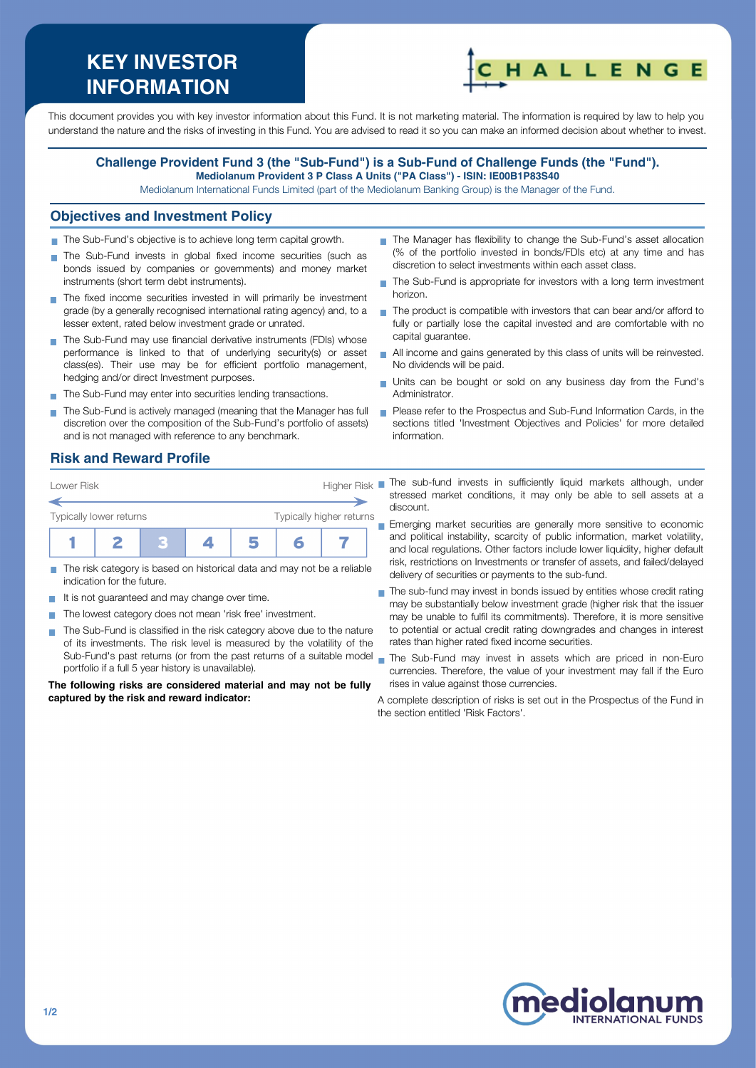# KEY INVESTOR INFORMATION

This document provides you with key investor information about this Fund. It is not marketing material. The information is required by law to help you understand the nature and the risks of investing in this Fund. You are advised to read it so you can make an informed decision about whether to invest.

**Challenge Provident Fund 3 (the "Sub-Fund") is a Sub-Fund of Challenge Funds (the "Fund").**
**Mediolanum Provident 3 P Class A Units ("PA Class") - ISIN: IE00B1P83S40**
Mediolanum International Funds Limited (part of the Mediolanum Banking Group) is the Manager of the Fund.

## Objectives and Investment Policy

- The Sub-Fund's objective is to achieve long term capital growth.
- The Sub-Fund invests in global fixed income securities (such as bonds issued by companies or governments) and money market instruments (short term debt instruments).
- The fixed income securities invested in will primarily be investment grade (by a generally recognised international rating agency) and, to a lesser extent, rated below investment grade or unrated.
- The Sub-Fund may use financial derivative instruments (FDIs) whose performance is linked to that of underlying security(s) or asset class(es). Their use may be for efficient portfolio management, hedging and/or direct Investment purposes.
- The Sub-Fund may enter into securities lending transactions.
- The Sub-Fund is actively managed (meaning that the Manager has full discretion over the composition of the Sub-Fund's portfolio of assets) and is not managed with reference to any benchmark.
- The Manager has flexibility to change the Sub-Fund's asset allocation (% of the portfolio invested in bonds/FDIs etc) at any time and has discretion to select investments within each asset class.
- The Sub-Fund is appropriate for investors with a long term investment horizon.
- The product is compatible with investors that can bear and/or afford to fully or partially lose the capital invested and are comfortable with no capital guarantee.
- All income and gains generated by this class of units will be reinvested. No dividends will be paid.
- Units can be bought or sold on any business day from the Fund's Administrator.
- Please refer to the Prospectus and Sub-Fund Information Cards, in the sections titled 'Investment Objectives and Policies' for more detailed information.

## Risk and Reward Profile

Lower Risk — Higher Risk

Typically lower returns — Typically higher returns

| 1 | 2 | **3** | 4 | 5 | 6 | 7 |
|---|---|---|---|---|---|---|

- The risk category is based on historical data and may not be a reliable indication for the future.
- It is not guaranteed and may change over time.
- The lowest category does not mean 'risk free' investment.
- The Sub-Fund is classified in the risk category above due to the nature of its investments. The risk level is measured by the volatility of the Sub-Fund's past returns (or from the past returns of a suitable model portfolio if a full 5 year history is unavailable).

**The following risks are considered material and may not be fully captured by the risk and reward indicator:**

- The sub-fund invests in sufficiently liquid markets although, under stressed market conditions, it may only be able to sell assets at a discount.
- Emerging market securities are generally more sensitive to economic and political instability, scarcity of public information, market volatility, and local regulations. Other factors include lower liquidity, higher default risk, restrictions on Investments or transfer of assets, and failed/delayed delivery of securities or payments to the sub-fund.
- The sub-fund may invest in bonds issued by entities whose credit rating may be substantially below investment grade (higher risk that the issuer may be unable to fulfil its commitments). Therefore, it is more sensitive to potential or actual credit rating downgrades and changes in interest rates than higher rated fixed income securities.
- The Sub-Fund may invest in assets which are priced in non-Euro currencies. Therefore, the value of your investment may fall if the Euro rises in value against those currencies.

A complete description of risks is set out in the Prospectus of the Fund in the section entitled 'Risk Factors'.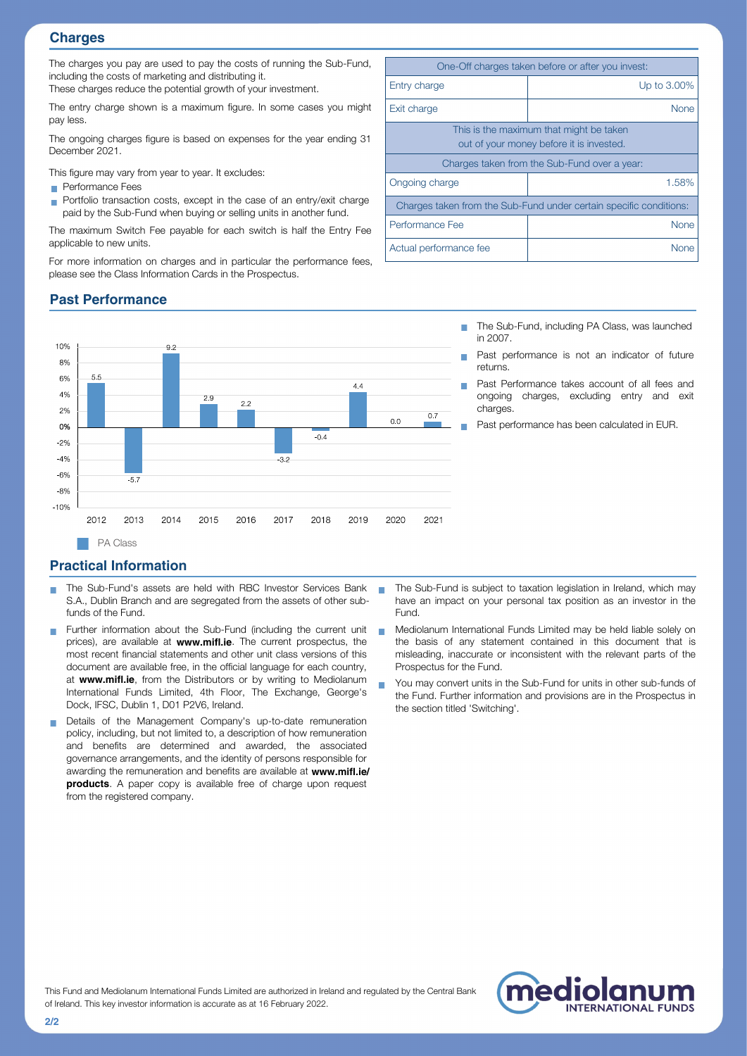## Charges

The charges you pay are used to pay the costs of running the Sub-Fund, including the costs of marketing and distributing it.
These charges reduce the potential growth of your investment.

The entry charge shown is a maximum figure. In some cases you might pay less.

The ongoing charges figure is based on expenses for the year ending 31 December 2021.

This figure may vary from year to year. It excludes:

- Performance Fees
- Portfolio transaction costs, except in the case of an entry/exit charge paid by the Sub-Fund when buying or selling units in another fund.

The maximum Switch Fee payable for each switch is half the Entry Fee applicable to new units.

For more information on charges and in particular the performance fees, please see the Class Information Cards in the Prospectus.

| One-Off charges taken before or after you invest: | |
|---|---|
| Entry charge | Up to 3.00% |
| Exit charge | None |
| This is the maximum that might be taken out of your money before it is invested. | |
| Charges taken from the Sub-Fund over a year: | |
| Ongoing charge | 1.58% |
| Charges taken from the Sub-Fund under certain specific conditions: | |
| Performance Fee | None |
| Actual performance fee | None |

## Past Performance

10%
8%
6%
4%
2%
0%
-2%
-4%
-6%
-8%
-10%

5.5
-5.7
9.2
2.9
2.2
-3.2
-0.4
4.4
0.0
0.7

2012 2013 2014 2015 2016 2017 2018 2019 2020 2021

PA Class

- The Sub-Fund, including PA Class, was launched in 2007.
- Past performance is not an indicator of future returns.
- Past Performance takes account of all fees and ongoing charges, excluding entry and exit charges.
- Past performance has been calculated in EUR.

## Practical Information

- The Sub-Fund's assets are held with RBC Investor Services Bank S.A., Dublin Branch and are segregated from the assets of other sub-funds of the Fund.
- Further information about the Sub-Fund (including the current unit prices), are available at **www.mifl.ie**. The current prospectus, the most recent financial statements and other unit class versions of this document are available free, in the official language for each country, at **www.mifl.ie**, from the Distributors or by writing to Mediolanum International Funds Limited, 4th Floor, The Exchange, George's Dock, IFSC, Dublin 1, D01 P2V6, Ireland.
- Details of the Management Company's up-to-date remuneration policy, including, but not limited to, a description of how remuneration and benefits are determined and awarded, the associated governance arrangements, and the identity of persons responsible for awarding the remuneration and benefits are available at **www.mifl.ie/products**. A paper copy is available free of charge upon request from the registered company.
- The Sub-Fund is subject to taxation legislation in Ireland, which may have an impact on your personal tax position as an investor in the Fund.
- Mediolanum International Funds Limited may be held liable solely on the basis of any statement contained in this document that is misleading, inaccurate or inconsistent with the relevant parts of the Prospectus for the Fund.
- You may convert units in the Sub-Fund for units in other sub-funds of the Fund. Further information and provisions are in the Prospectus in the section titled 'Switching'.

This Fund and Mediolanum International Funds Limited are authorized in Ireland and regulated by the Central Bank of Ireland. This key investor information is accurate as at 16 February 2022.